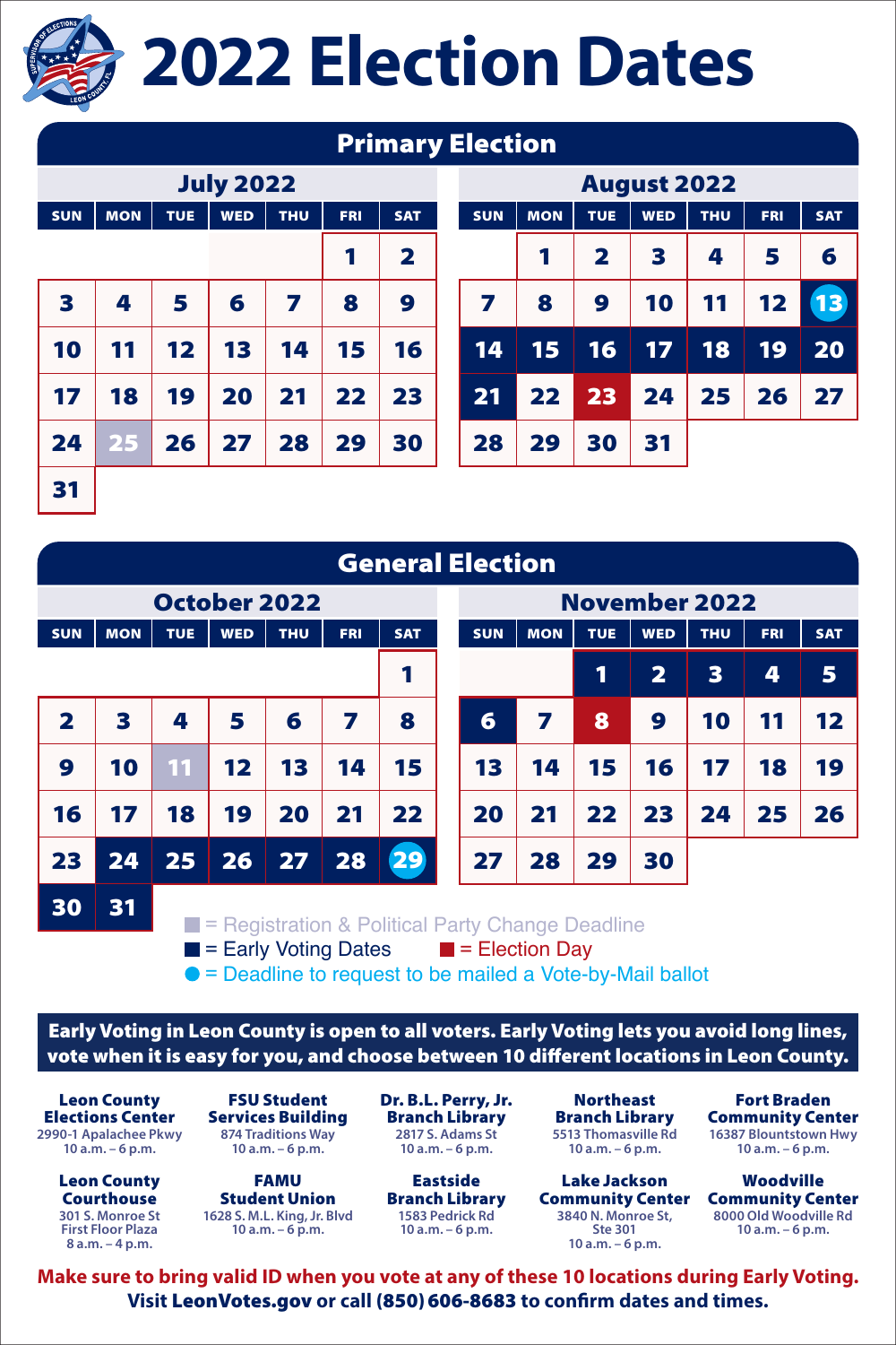# 2022 Election Dates

## Primary Election

### July 2022

| SUN | MON | TUE | WED | THU | FRI | SAT |
|---|---|---|---|---|---|---|
| | | | | | 1 | 2 |
| 3 | 4 | 5 | 6 | 7 | 8 | 9 |
| 10 | 11 | 12 | 13 | 14 | 15 | 16 |
| 17 | 18 | 19 | 20 | 21 | 22 | 23 |
| 24 | 25 | 26 | 27 | 28 | 29 | 30 |
| 31 | | | | | | |

### August 2022

| SUN | MON | TUE | WED | THU | FRI | SAT |
|---|---|---|---|---|---|---|
| | 1 | 2 | 3 | 4 | 5 | 6 |
| 7 | 8 | 9 | 10 | 11 | 12 | 13 |
| 14 | 15 | 16 | 17 | 18 | 19 | 20 |
| 21 | 22 | 23 | 24 | 25 | 26 | 27 |
| 28 | 29 | 30 | 31 | | | |

## General Election

### October 2022

| SUN | MON | TUE | WED | THU | FRI | SAT |
|---|---|---|---|---|---|---|
| | | | | | | 1 |
| 2 | 3 | 4 | 5 | 6 | 7 | 8 |
| 9 | 10 | 11 | 12 | 13 | 14 | 15 |
| 16 | 17 | 18 | 19 | 20 | 21 | 22 |
| 23 | 24 | 25 | 26 | 27 | 28 | 29 |
| 30 | 31 | | | | | |

### November 2022

| SUN | MON | TUE | WED | THU | FRI | SAT |
|---|---|---|---|---|---|---|
| | | 1 | 2 | 3 | 4 | 5 |
| 6 | 7 | 8 | 9 | 10 | 11 | 12 |
| 13 | 14 | 15 | 16 | 17 | 18 | 19 |
| 20 | 21 | 22 | 23 | 24 | 25 | 26 |
| 27 | 28 | 29 | 30 | | | |

- ■ = Registration & Political Party Change Deadline (July 25; October 11)
- ■ = Early Voting Dates (August 14–21; October 24–November 6)
- ■ = Election Day (August 23; November 8)
- ● = Deadline to request to be mailed a Vote-by-Mail ballot (August 13; October 29)

**Early Voting in Leon County is open to all voters. Early Voting lets you avoid long lines, vote when it is easy for you, and choose between 10 different locations in Leon County.**

**Leon County Elections Center**
2990-1 Apalachee Pkwy
10 a.m. – 6 p.m.

**FSU Student Services Building**
874 Traditions Way
10 a.m. – 6 p.m.

**Dr. B.L. Perry, Jr. Branch Library**
2817 S. Adams St
10 a.m. – 6 p.m.

**Northeast Branch Library**
5513 Thomasville Rd
10 a.m. – 6 p.m.

**Fort Braden Community Center**
16387 Blountstown Hwy
10 a.m. – 6 p.m.

**Leon County Courthouse**
301 S. Monroe St
First Floor Plaza
8 a.m. – 4 p.m.

**FAMU Student Union**
1628 S. M.L. King, Jr. Blvd
10 a.m. – 6 p.m.

**Eastside Branch Library**
1583 Pedrick Rd
10 a.m. – 6 p.m.

**Lake Jackson Community Center**
3840 N. Monroe St, Ste 301
10 a.m. – 6 p.m.

**Woodville Community Center**
8000 Old Woodville Rd
10 a.m. – 6 p.m.

**Make sure to bring valid ID when you vote at any of these 10 locations during Early Voting.**
**Visit LeonVotes.gov or call (850) 606-8683 to confirm dates and times.**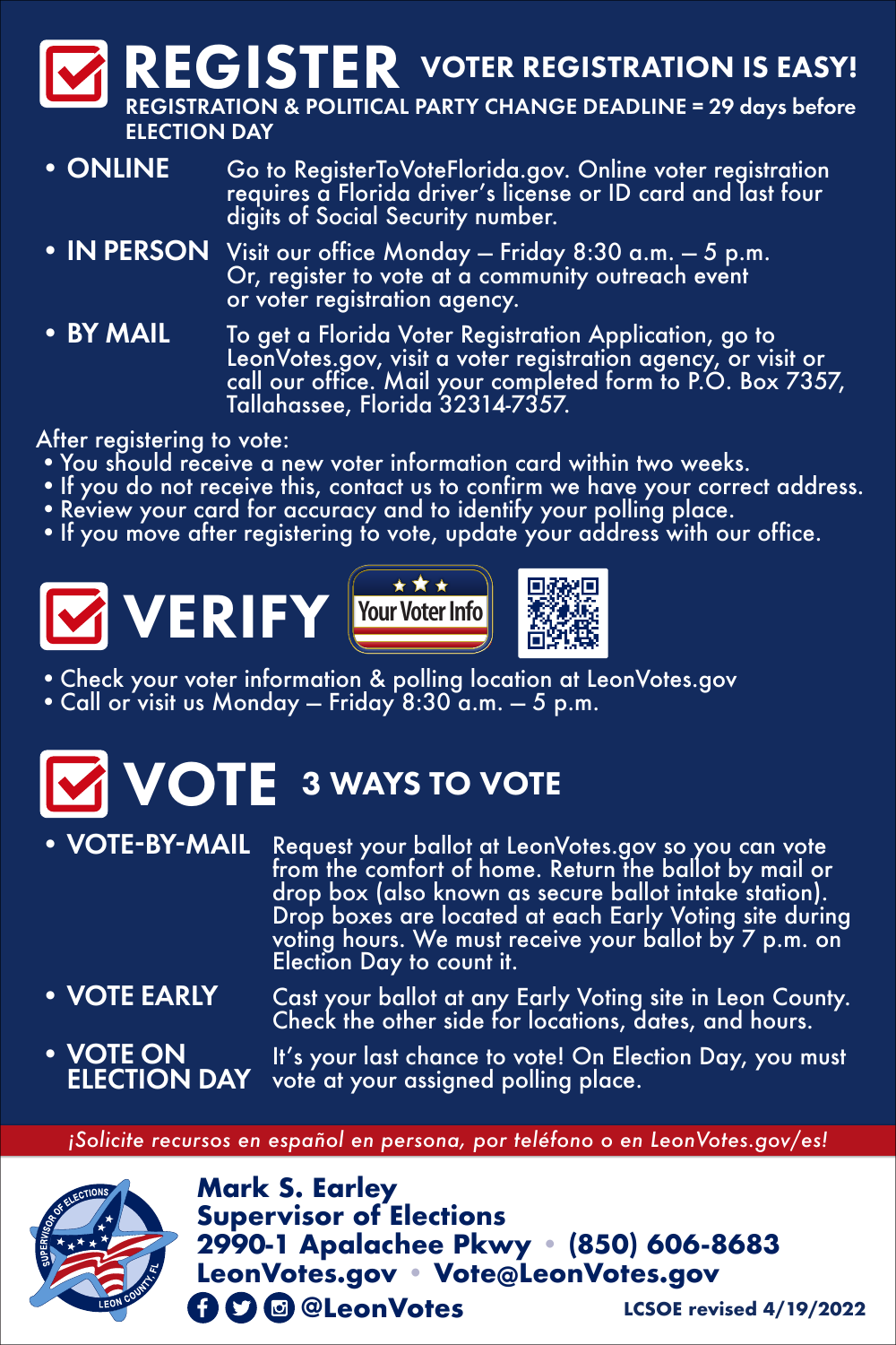# REGISTER

## VOTER REGISTRATION IS EASY!

**REGISTRATION & POLITICAL PARTY CHANGE DEADLINE = 29 days before ELECTION DAY**

- **ONLINE** Go to RegisterToVoteFlorida.gov. Online voter registration requires a Florida driver's license or ID card and last four digits of Social Security number.
- **IN PERSON** Visit our office Monday – Friday 8:30 a.m. – 5 p.m. Or, register to vote at a community outreach event or voter registration agency.
- **BY MAIL** To get a Florida Voter Registration Application, go to LeonVotes.gov, visit a voter registration agency, or visit or call our office. Mail your completed form to P.O. Box 7357, Tallahassee, Florida 32314-7357.

After registering to vote:

- You should receive a new voter information card within two weeks.
- If you do not receive this, contact us to confirm we have your correct address.
- Review your card for accuracy and to identify your polling place.
- If you move after registering to vote, update your address with our office.

# VERIFY

Your Voter Info

- Check your voter information & polling location at LeonVotes.gov
- Call or visit us Monday – Friday 8:30 a.m. – 5 p.m.

# VOTE

## 3 WAYS TO VOTE

- **VOTE-BY-MAIL** Request your ballot at LeonVotes.gov so you can vote from the comfort of home. Return the ballot by mail or drop box (also known as secure ballot intake station). Drop boxes are located at each Early Voting site during voting hours. We must receive your ballot by 7 p.m. on Election Day to count it.
- **VOTE EARLY** Cast your ballot at any Early Voting site in Leon County. Check the other side for locations, dates, and hours.
- **VOTE ON ELECTION DAY** It's your last chance to vote! On Election Day, you must vote at your assigned polling place.

*¡Solicite recursos en español en persona, por teléfono o en LeonVotes.gov/es!*

**Mark S. Earley**
**Supervisor of Elections**
**2990-1 Apalachee Pkwy • (850) 606-8683**
**LeonVotes.gov • Vote@LeonVotes.gov**
**@LeonVotes**

**LCSOE revised 4/19/2022**